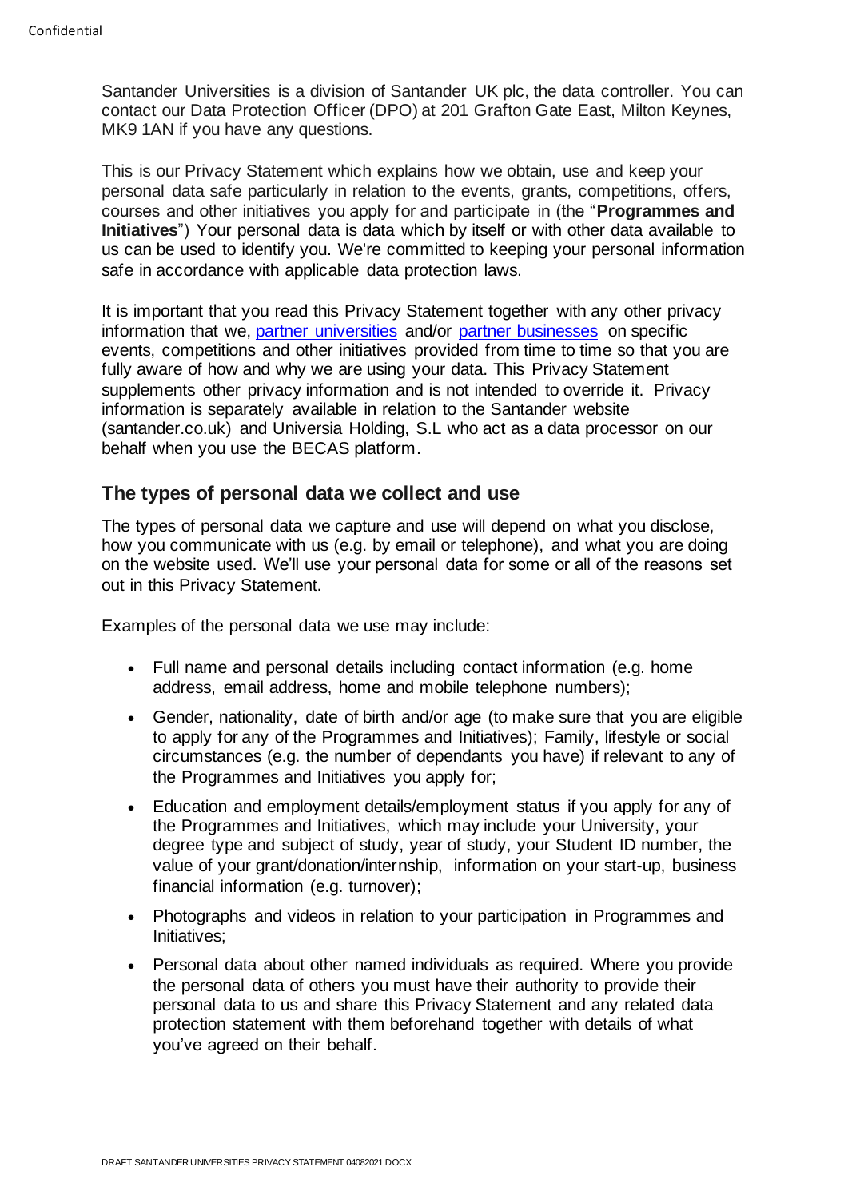Santander Universities is a division of Santander UK plc, the data controller. You can contact our Data Protection Officer (DPO) at 201 Grafton Gate East, Milton Keynes, MK9 1AN if you have any questions.

This is our Privacy Statement which explains how we obtain, use and keep your personal data safe particularly in relation to the events, grants, competitions, offers, courses and other initiatives you apply for and participate in (the "**Programmes and Initiatives**") Your personal data is data which by itself or with other data available to us can be used to identify you. We're committed to keeping your personal information safe in accordance with applicable data protection laws.

It is important that you read this Privacy Statement together with any other privacy information that we, partner universities and/or partner businesses on specific events, competitions and other initiatives provided from time to time so that you are fully aware of how and why we are using your data. This Privacy Statement supplements other privacy information and is not intended to override it. Privacy information is separately available in relation to the Santander website (santander.co.uk) and Universia Holding, S.L who act as a data processor on our behalf when you use the BECAS platform.

## The types of personal data we collect and use

The types of personal data we capture and use will depend on what you disclose, how you communicate with us (e.g. by email or telephone), and what you are doing on the website used. We'll use your personal data for some or all of the reasons set out in this Privacy Statement.

Examples of the personal data we use may include:

- Full name and personal details including contact information (e.g. home address, email address, home and mobile telephone numbers);
- Gender, nationality, date of birth and/or age (to make sure that you are eligible to apply for any of the Programmes and Initiatives); Family, lifestyle or social circumstances (e.g. the number of dependants you have) if relevant to any of the Programmes and Initiatives you apply for;
- Education and employment details/employment status if you apply for any of the Programmes and Initiatives, which may include your University, your degree type and subject of study, year of study, your Student ID number, the value of your grant/donation/internship, information on your start-up, business financial information (e.g. turnover);
- Photographs and videos in relation to your participation in Programmes and Initiatives;
- Personal data about other named individuals as required. Where you provide the personal data of others you must have their authority to provide their personal data to us and share this Privacy Statement and any related data protection statement with them beforehand together with details of what you've agreed on their behalf.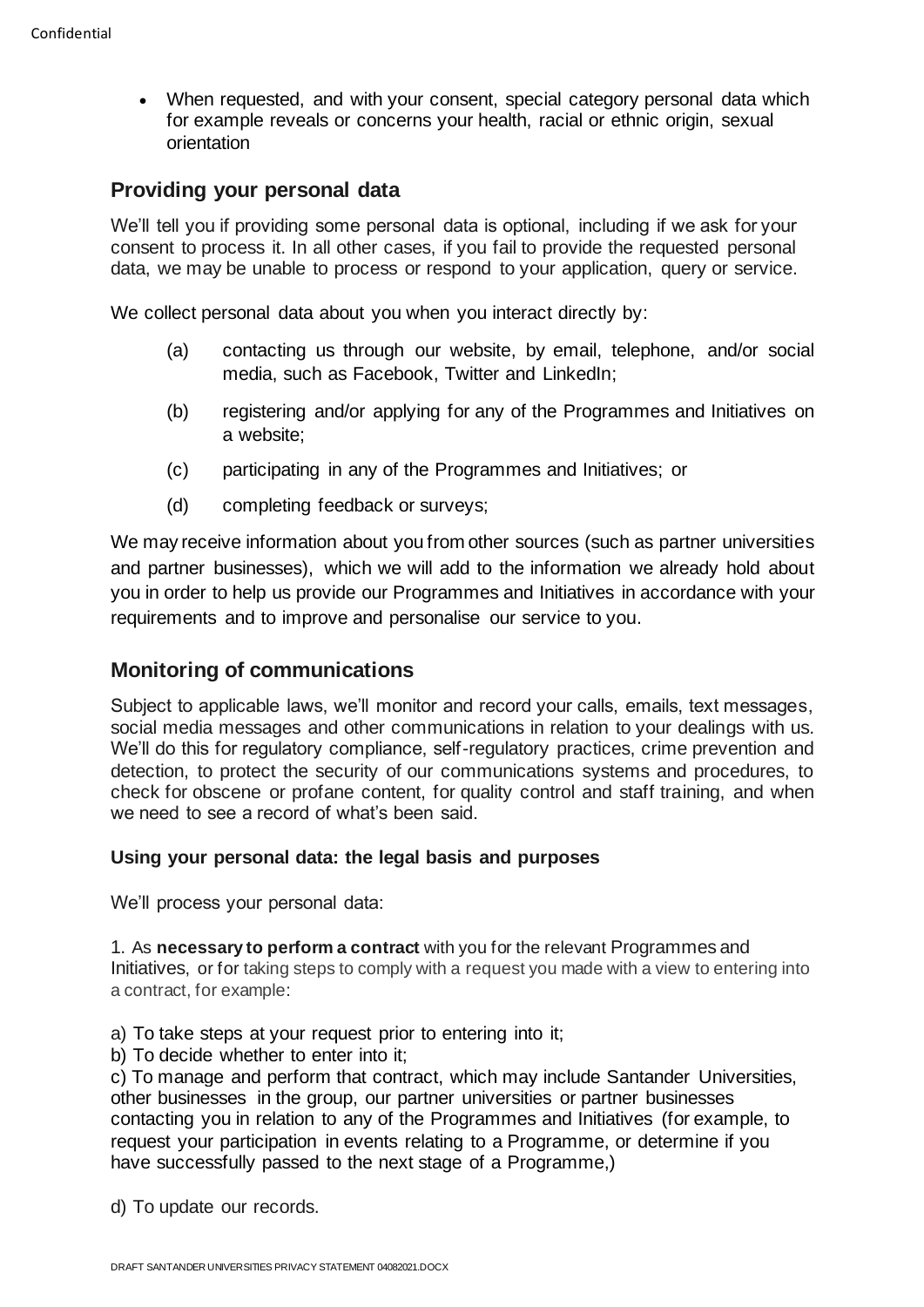- When requested, and with your consent, special category personal data which for example reveals or concerns your health, racial or ethnic origin, sexual orientation

## Providing your personal data

We'll tell you if providing some personal data is optional, including if we ask for your consent to process it. In all other cases, if you fail to provide the requested personal data, we may be unable to process or respond to your application, query or service.

We collect personal data about you when you interact directly by:

(a) contacting us through our website, by email, telephone, and/or social media, such as Facebook, Twitter and LinkedIn;

(b) registering and/or applying for any of the Programmes and Initiatives on a website;

(c) participating in any of the Programmes and Initiatives; or

(d) completing feedback or surveys;

We may receive information about you from other sources (such as partner universities and partner businesses), which we will add to the information we already hold about you in order to help us provide our Programmes and Initiatives in accordance with your requirements and to improve and personalise our service to you.

## Monitoring of communications

Subject to applicable laws, we'll monitor and record your calls, emails, text messages, social media messages and other communications in relation to your dealings with us. We'll do this for regulatory compliance, self-regulatory practices, crime prevention and detection, to protect the security of our communications systems and procedures, to check for obscene or profane content, for quality control and staff training, and when we need to see a record of what's been said.

### Using your personal data: the legal basis and purposes

We'll process your personal data:

1. As **necessary to perform a contract** with you for the relevant Programmes and Initiatives, or for taking steps to comply with a request you made with a view to entering into a contract, for example:

a) To take steps at your request prior to entering into it;
b) To decide whether to enter into it;
c) To manage and perform that contract, which may include Santander Universities, other businesses in the group, our partner universities or partner businesses contacting you in relation to any of the Programmes and Initiatives (for example, to request your participation in events relating to a Programme, or determine if you have successfully passed to the next stage of a Programme,)

d) To update our records.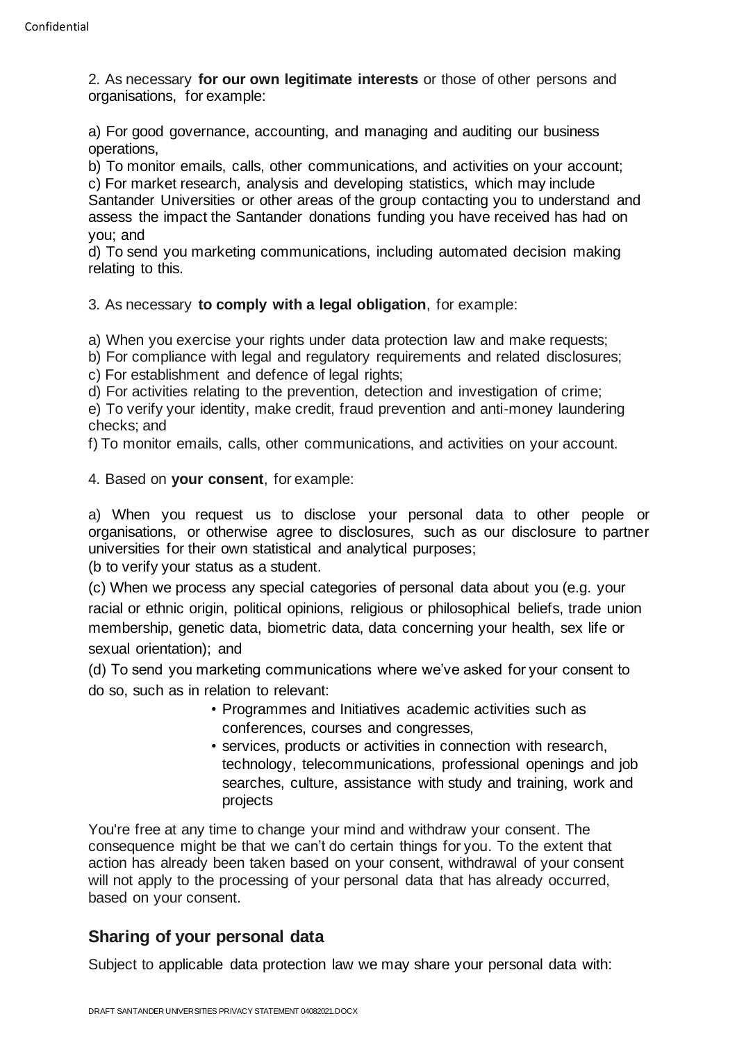2. As necessary **for our own legitimate interests** or those of other persons and organisations, for example:

a) For good governance, accounting, and managing and auditing our business operations,
b) To monitor emails, calls, other communications, and activities on your account;
c) For market research, analysis and developing statistics, which may include Santander Universities or other areas of the group contacting you to understand and assess the impact the Santander donations funding you have received has had on you; and
d) To send you marketing communications, including automated decision making relating to this.

3. As necessary **to comply with a legal obligation**, for example:

a) When you exercise your rights under data protection law and make requests;
b) For compliance with legal and regulatory requirements and related disclosures;
c) For establishment and defence of legal rights;
d) For activities relating to the prevention, detection and investigation of crime;
e) To verify your identity, make credit, fraud prevention and anti-money laundering checks; and
f) To monitor emails, calls, other communications, and activities on your account.

4. Based on **your consent**, for example:

a) When you request us to disclose your personal data to other people or organisations, or otherwise agree to disclosures, such as our disclosure to partner universities for their own statistical and analytical purposes;
(b to verify your status as a student.
(c) When we process any special categories of personal data about you (e.g. your racial or ethnic origin, political opinions, religious or philosophical beliefs, trade union membership, genetic data, biometric data, data concerning your health, sex life or sexual orientation); and
(d) To send you marketing communications where we've asked for your consent to do so, such as in relation to relevant:

- Programmes and Initiatives academic activities such as conferences, courses and congresses,
- services, products or activities in connection with research, technology, telecommunications, professional openings and job searches, culture, assistance with study and training, work and projects

You're free at any time to change your mind and withdraw your consent. The consequence might be that we can't do certain things for you. To the extent that action has already been taken based on your consent, withdrawal of your consent will not apply to the processing of your personal data that has already occurred, based on your consent.

## Sharing of your personal data

Subject to applicable data protection law we may share your personal data with: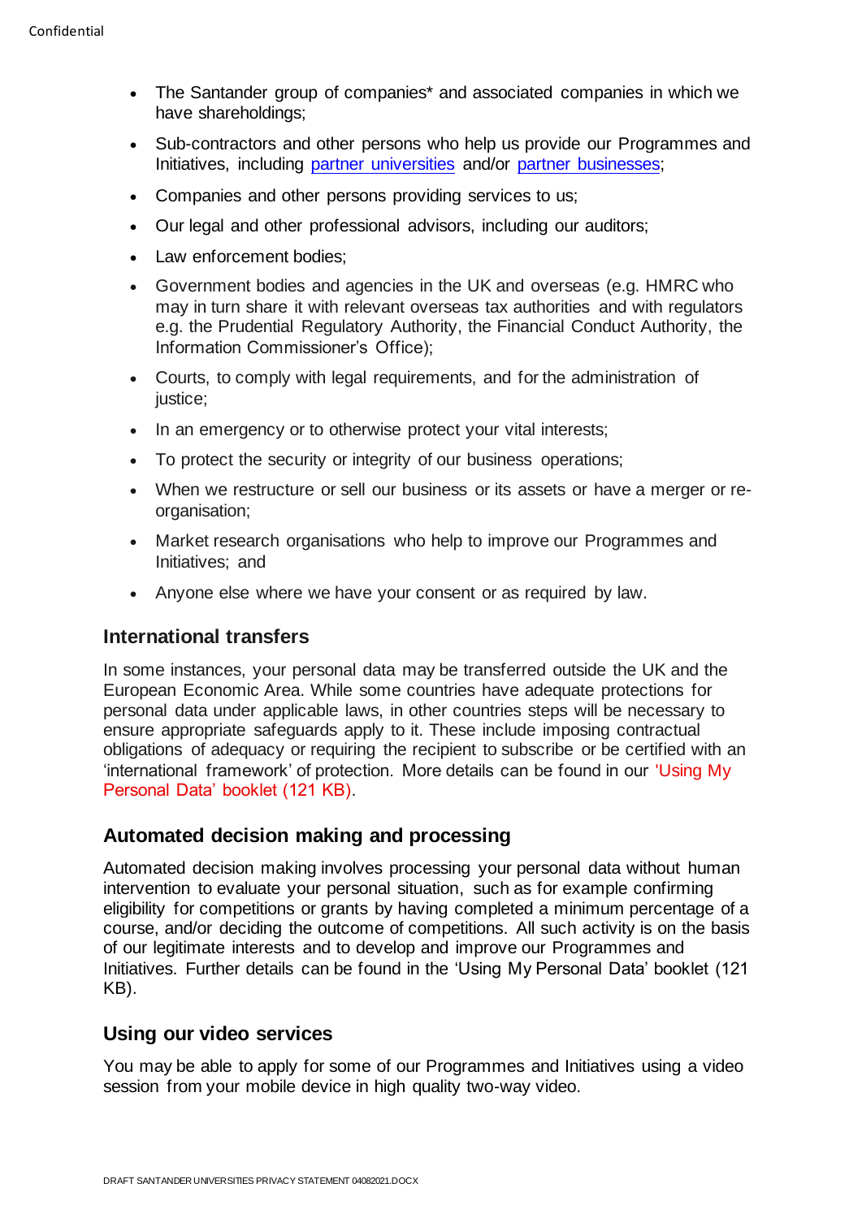- The Santander group of companies* and associated companies in which we have shareholdings;
- Sub-contractors and other persons who help us provide our Programmes and Initiatives, including partner universities and/or partner businesses;
- Companies and other persons providing services to us;
- Our legal and other professional advisors, including our auditors;
- Law enforcement bodies;
- Government bodies and agencies in the UK and overseas (e.g. HMRC who may in turn share it with relevant overseas tax authorities and with regulators e.g. the Prudential Regulatory Authority, the Financial Conduct Authority, the Information Commissioner's Office);
- Courts, to comply with legal requirements, and for the administration of justice;
- In an emergency or to otherwise protect your vital interests;
- To protect the security or integrity of our business operations;
- When we restructure or sell our business or its assets or have a merger or re-organisation;
- Market research organisations who help to improve our Programmes and Initiatives; and
- Anyone else where we have your consent or as required by law.

### International transfers

In some instances, your personal data may be transferred outside the UK and the European Economic Area. While some countries have adequate protections for personal data under applicable laws, in other countries steps will be necessary to ensure appropriate safeguards apply to it. These include imposing contractual obligations of adequacy or requiring the recipient to subscribe or be certified with an 'international framework' of protection. More details can be found in our 'Using My Personal Data' booklet (121 KB).

### Automated decision making and processing

Automated decision making involves processing your personal data without human intervention to evaluate your personal situation, such as for example confirming eligibility for competitions or grants by having completed a minimum percentage of a course, and/or deciding the outcome of competitions. All such activity is on the basis of our legitimate interests and to develop and improve our Programmes and Initiatives. Further details can be found in the 'Using My Personal Data' booklet (121 KB).

### Using our video services

You may be able to apply for some of our Programmes and Initiatives using a video session from your mobile device in high quality two-way video.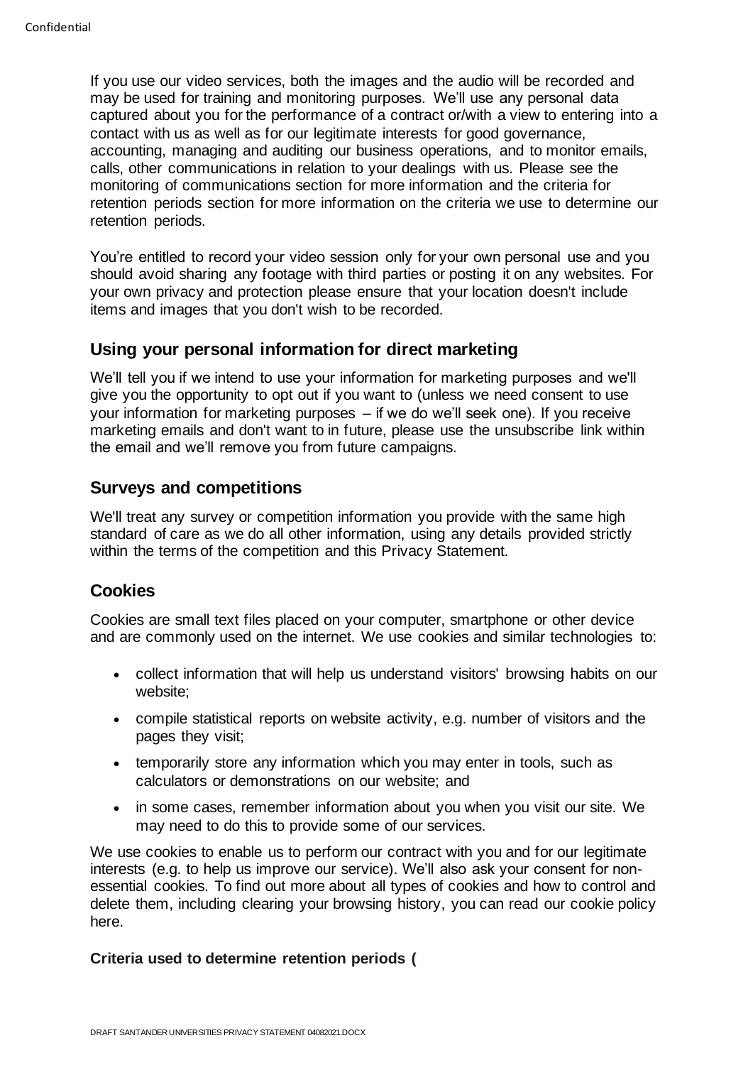If you use our video services, both the images and the audio will be recorded and may be used for training and monitoring purposes. We'll use any personal data captured about you for the performance of a contract or/with a view to entering into a contact with us as well as for our legitimate interests for good governance, accounting, managing and auditing our business operations, and to monitor emails, calls, other communications in relation to your dealings with us. Please see the monitoring of communications section for more information and the criteria for retention periods section for more information on the criteria we use to determine our retention periods.

You're entitled to record your video session only for your own personal use and you should avoid sharing any footage with third parties or posting it on any websites. For your own privacy and protection please ensure that your location doesn't include items and images that you don't wish to be recorded.

## Using your personal information for direct marketing

We'll tell you if we intend to use your information for marketing purposes and we'll give you the opportunity to opt out if you want to (unless we need consent to use your information for marketing purposes – if we do we'll seek one). If you receive marketing emails and don't want to in future, please use the unsubscribe link within the email and we'll remove you from future campaigns.

## Surveys and competitions

We'll treat any survey or competition information you provide with the same high standard of care as we do all other information, using any details provided strictly within the terms of the competition and this Privacy Statement.

## Cookies

Cookies are small text files placed on your computer, smartphone or other device and are commonly used on the internet. We use cookies and similar technologies to:

- collect information that will help us understand visitors' browsing habits on our website;
- compile statistical reports on website activity, e.g. number of visitors and the pages they visit;
- temporarily store any information which you may enter in tools, such as calculators or demonstrations on our website; and
- in some cases, remember information about you when you visit our site. We may need to do this to provide some of our services.

We use cookies to enable us to perform our contract with you and for our legitimate interests (e.g. to help us improve our service). We'll also ask your consent for non-essential cookies. To find out more about all types of cookies and how to control and delete them, including clearing your browsing history, you can read our cookie policy here.

**Criteria used to determine retention periods (**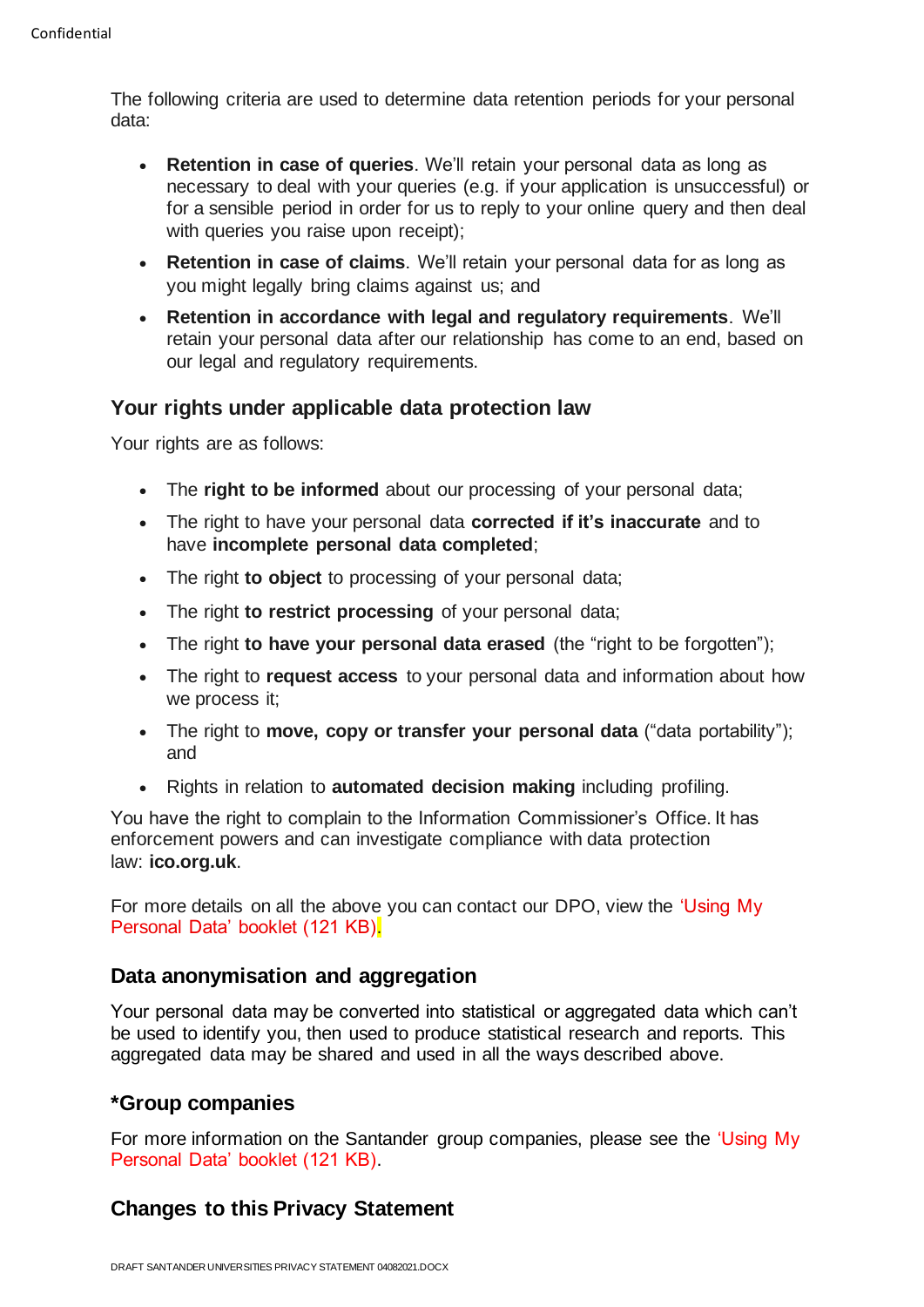The following criteria are used to determine data retention periods for your personal data:

- **Retention in case of queries**. We'll retain your personal data as long as necessary to deal with your queries (e.g. if your application is unsuccessful) or for a sensible period in order for us to reply to your online query and then deal with queries you raise upon receipt);
- **Retention in case of claims**. We'll retain your personal data for as long as you might legally bring claims against us; and
- **Retention in accordance with legal and regulatory requirements**. We'll retain your personal data after our relationship has come to an end, based on our legal and regulatory requirements.

## Your rights under applicable data protection law

Your rights are as follows:

- The **right to be informed** about our processing of your personal data;
- The right to have your personal data **corrected if it's inaccurate** and to have **incomplete personal data completed**;
- The right **to object** to processing of your personal data;
- The right **to restrict processing** of your personal data;
- The right **to have your personal data erased** (the "right to be forgotten");
- The right to **request access** to your personal data and information about how we process it;
- The right to **move, copy or transfer your personal data** ("data portability"); and
- Rights in relation to **automated decision making** including profiling.

You have the right to complain to the Information Commissioner's Office. It has enforcement powers and can investigate compliance with data protection law: **ico.org.uk**.

For more details on all the above you can contact our DPO, view the 'Using My Personal Data' booklet (121 KB).

## Data anonymisation and aggregation

Your personal data may be converted into statistical or aggregated data which can't be used to identify you, then used to produce statistical research and reports. This aggregated data may be shared and used in all the ways described above.

## *Group companies

For more information on the Santander group companies, please see the 'Using My Personal Data' booklet (121 KB).

## Changes to this Privacy Statement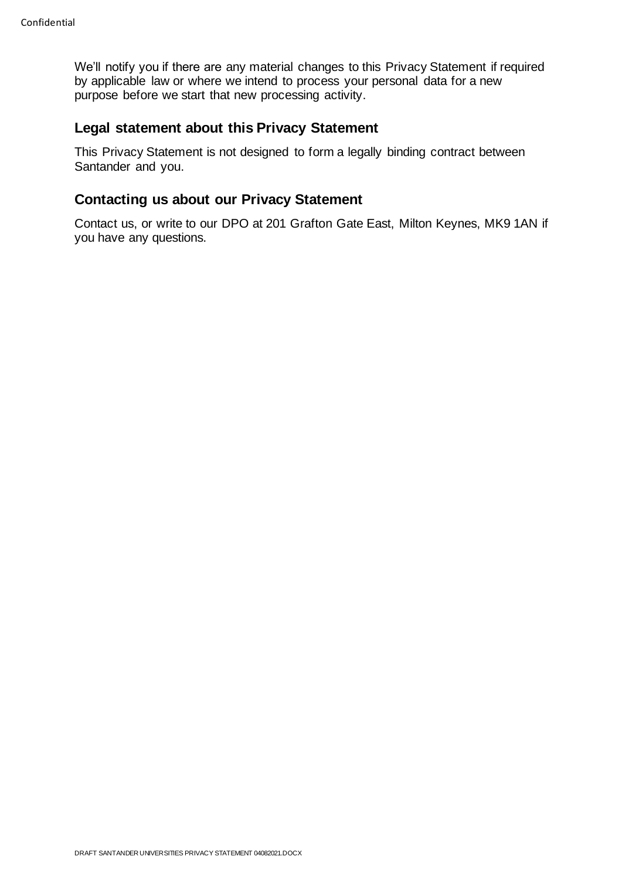We'll notify you if there are any material changes to this Privacy Statement if required by applicable law or where we intend to process your personal data for a new purpose before we start that new processing activity.

## Legal statement about this Privacy Statement

This Privacy Statement is not designed to form a legally binding contract between Santander and you.

## Contacting us about our Privacy Statement

Contact us, or write to our DPO at 201 Grafton Gate East, Milton Keynes, MK9 1AN if you have any questions.